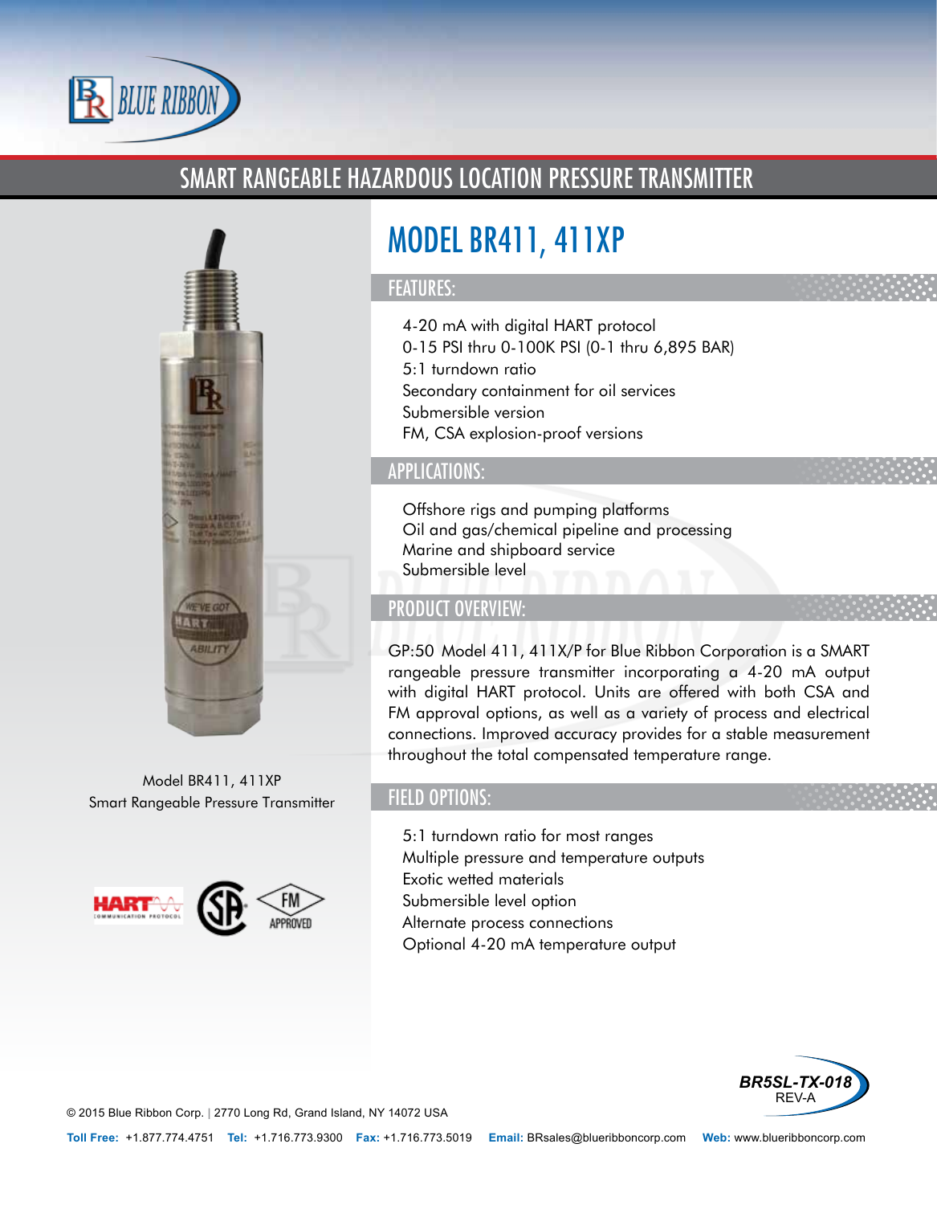# SMART RANGEABLE HAZARDOUS LOCATION PRESSURE TRANSMITTER

## MODEL BR411, 411XP

### FEATURES:

- 4-20 mA with digital HART protocol
- 0-15 PSI thru 0-100K PSI (0-1 thru 6,895 BAR)
- 5:1 turndown ratio
- Secondary containment for oil services
- Submersible version
- FM, CSA explosion-proof versions

### APPLICATIONS:

- Offshore rigs and pumping platforms
- Oil and gas/chemical pipeline and processing
- Marine and shipboard service
- Submersible level

### PRODUCT OVERVIEW:

GP:50 Model 411, 411X/P for Blue Ribbon Corporation is a SMART rangeable pressure transmitter incorporating a 4-20 mA output with digital HART protocol. Units are offered with both CSA and FM approval options, as well as a variety of process and electrical connections. Improved accuracy provides for a stable measurement throughout the total compensated temperature range.

### FIELD OPTIONS:

- 5:1 turndown ratio for most ranges
- Multiple pressure and temperature outputs
- Exotic wetted materials
- Submersible level option
- Alternate process connections
- Optional 4-20 mA temperature output

Model BR411, 411XP
Smart Rangeable Pressure Transmitter

BR5SL-TX-018
REV-A

© 2015 Blue Ribbon Corp. | 2770 Long Rd, Grand Island, NY 14072 USA

**Toll Free:** +1.877.774.4751 **Tel:** +1.716.773.9300 **Fax:** +1.716.773.5019 **Email:** BRsales@blueribboncorp.com **Web:** www.blueribboncorp.com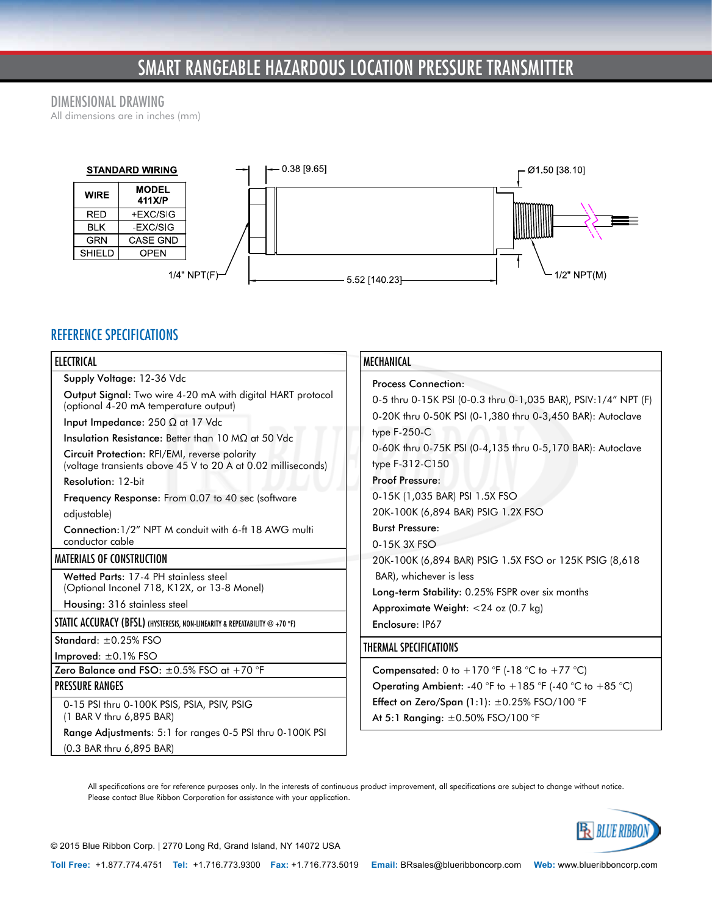# SMART RANGEABLE HAZARDOUS LOCATION PRESSURE TRANSMITTER

## DIMENSIONAL DRAWING

All dimensions are in inches (mm)

**STANDARD WIRING**

| WIRE | MODEL 411X/P |
|---|---|
| RED | +EXC/SIG |
| BLK | -EXC/SIG |
| GRN | CASE GND |
| SHIELD | OPEN |

0.38 [9.65]

Ø1.50 [38.10]

1/4" NPT(F)

5.52 [140.23]

1/2" NPT(M)

## REFERENCE SPECIFICATIONS

### ELECTRICAL

**Supply Voltage:** 12-36 Vdc

**Output Signal:** Two wire 4-20 mA with digital HART protocol (optional 4-20 mA temperature output)

**Input Impedance:** 250 Ω at 17 Vdc

**Insulation Resistance:** Better than 10 MΩ at 50 Vdc

**Circuit Protection:** RFI/EMI, reverse polarity (voltage transients above 45 V to 20 A at 0.02 milliseconds)

**Resolution:** 12-bit

**Frequency Response:** From 0.07 to 40 sec (software adjustable)

**Connection:** 1/2" NPT M conduit with 6-ft 18 AWG multi conductor cable

### MATERIALS OF CONSTRUCTION

**Wetted Parts:** 17-4 PH stainless steel (Optional Inconel 718, K12X, or 13-8 Monel)

**Housing:** 316 stainless steel

### STATIC ACCURACY (BFSL) (HYSTERESIS, NON-LINEARITY & REPEATABILITY @ +70 °F)

**Standard:** ±0.25% FSO

**Improved:** ±0.1% FSO

**Zero Balance and FSO:** ±0.5% FSO at +70 °F

### PRESSURE RANGES

0-15 PSI thru 0-100K PSIS, PSIA, PSIV, PSIG (1 BAR V thru 6,895 BAR)

**Range Adjustments:** 5:1 for ranges 0-5 PSI thru 0-100K PSI (0.3 BAR thru 6,895 BAR)

### MECHANICAL

**Process Connection:**

0-5 thru 0-15K PSI (0-0.3 thru 0-1,035 BAR), PSIV:1/4" NPT (F)

0-20K thru 0-50K PSI (0-1,380 thru 0-3,450 BAR): Autoclave type F-250-C

0-60K thru 0-75K PSI (0-4,135 thru 0-5,170 BAR): Autoclave type F-312-C150

**Proof Pressure:**

0-15K (1,035 BAR) PSI 1.5X FSO

20K-100K (6,894 BAR) PSIG 1.2X FSO

**Burst Pressure:**

0-15K 3X FSO

20K-100K (6,894 BAR) PSIG 1.5X FSO or 125K PSIG (8,618 BAR), whichever is less

**Long-term Stability:** 0.25% FSPR over six months

**Approximate Weight:** <24 oz (0.7 kg)

**Enclosure:** IP67

### THERMAL SPECIFICATIONS

**Compensated:** 0 to +170 °F (-18 °C to +77 °C)

**Operating Ambient:** -40 °F to +185 °F (-40 °C to +85 °C)

**Effect on Zero/Span (1:1):** ±0.25% FSO/100 °F

**At 5:1 Ranging:** ±0.50% FSO/100 °F

All specifications are for reference purposes only. In the interests of continuous product improvement, all specifications are subject to change without notice. Please contact Blue Ribbon Corporation for assistance with your application.

© 2015 Blue Ribbon Corp. | 2770 Long Rd, Grand Island, NY 14072 USA

**Toll Free:** +1.877.774.4751 **Tel:** +1.716.773.9300 **Fax:** +1.716.773.5019 **Email:** BRsales@blueribboncorp.com **Web:** www.blueribboncorp.com